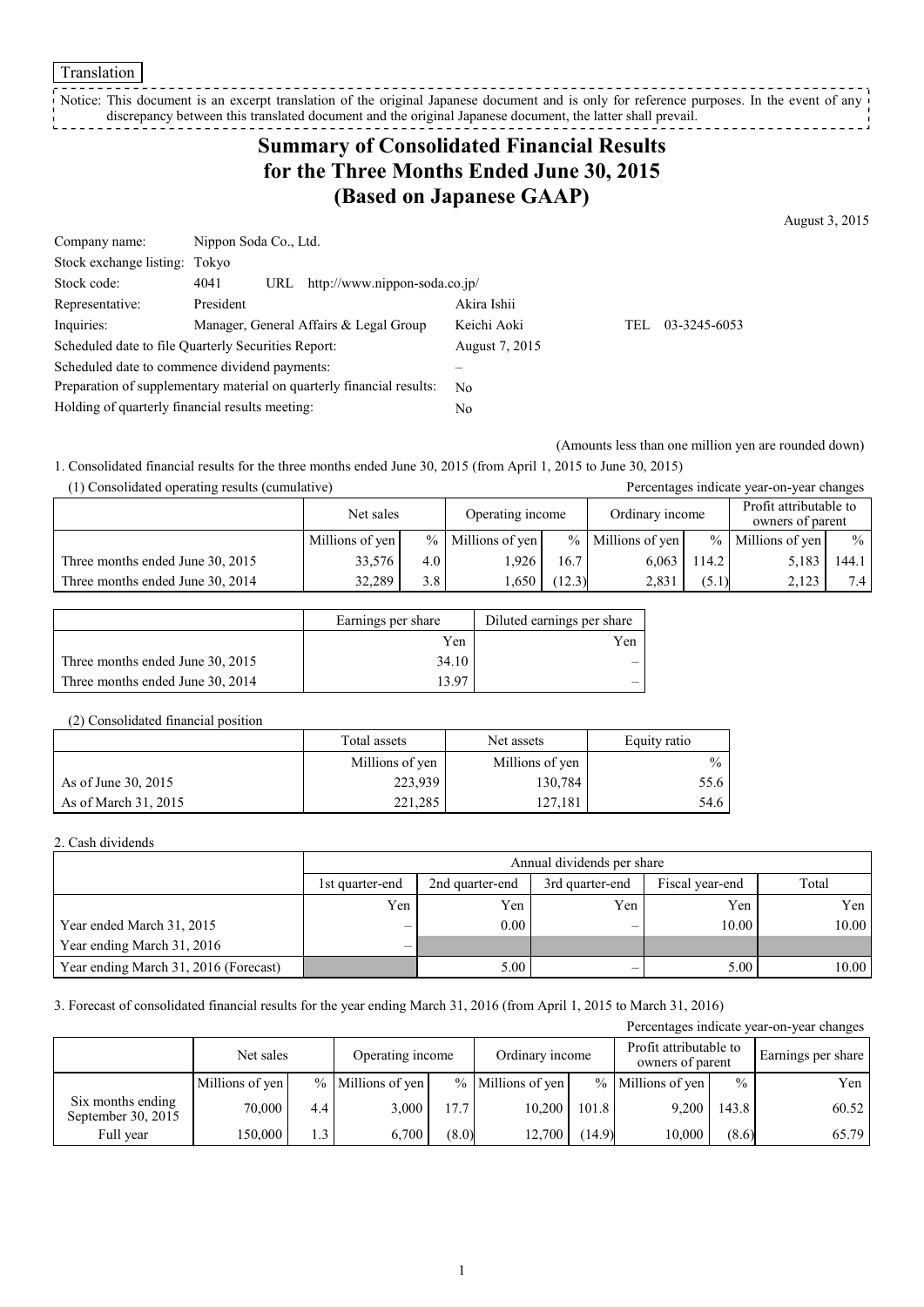Translation

Notice: This document is an excerpt translation of the original Japanese document and is only for reference purposes. In the event of any discrepancy between this translated document and the original Japanese document, the latter shall prevail.

# Summary of Consolidated Financial Results for the Three Months Ended June 30, 2015 (Based on Japanese GAAP)

August 3, 2015

| | | |
|---|---|---|
| Company name: | Nippon Soda Co., Ltd. | |
| Stock exchange listing: | Tokyo | |
| Stock code: | 4041 URL http://www.nippon-soda.co.jp/ | |
| Representative: | President | Akira Ishii |
| Inquiries: | Manager, General Affairs & Legal Group | Keichi Aoki TEL 03-3245-6053 |
| Scheduled date to file Quarterly Securities Report: | | August 7, 2015 |
| Scheduled date to commence dividend payments: | | – |
| Preparation of supplementary material on quarterly financial results: | | No |
| Holding of quarterly financial results meeting: | | No |

(Amounts less than one million yen are rounded down)

1. Consolidated financial results for the three months ended June 30, 2015 (from April 1, 2015 to June 30, 2015)

(1) Consolidated operating results (cumulative)

Percentages indicate year-on-year changes

| | Net sales | | Operating income | | Ordinary income | | Profit attributable to owners of parent | |
|---|---|---|---|---|---|---|---|---|
| | Millions of yen | % | Millions of yen | % | Millions of yen | % | Millions of yen | % |
| Three months ended June 30, 2015 | 33,576 | 4.0 | 1,926 | 16.7 | 6,063 | 114.2 | 5,183 | 144.1 |
| Three months ended June 30, 2014 | 32,289 | 3.8 | 1,650 | (12.3) | 2,831 | (5.1) | 2,123 | 7.4 |

| | Earnings per share | Diluted earnings per share |
|---|---|---|
| | Yen | Yen |
| Three months ended June 30, 2015 | 34.10 | – |
| Three months ended June 30, 2014 | 13.97 | – |

(2) Consolidated financial position

| | Total assets | Net assets | Equity ratio |
|---|---|---|---|
| | Millions of yen | Millions of yen | % |
| As of June 30, 2015 | 223,939 | 130,784 | 55.6 |
| As of March 31, 2015 | 221,285 | 127,181 | 54.6 |

2. Cash dividends

| | Annual dividends per share | | | | |
|---|---|---|---|---|---|
| | 1st quarter-end | 2nd quarter-end | 3rd quarter-end | Fiscal year-end | Total |
| | Yen | Yen | Yen | Yen | Yen |
| Year ended March 31, 2015 | – | 0.00 | – | 10.00 | 10.00 |
| Year ending March 31, 2016 | – | | | | |
| Year ending March 31, 2016 (Forecast) | | 5.00 | – | 5.00 | 10.00 |

3. Forecast of consolidated financial results for the year ending March 31, 2016 (from April 1, 2015 to March 31, 2016)

Percentages indicate year-on-year changes

| | Net sales | | Operating income | | Ordinary income | | Profit attributable to owners of parent | | Earnings per share |
|---|---|---|---|---|---|---|---|---|---|
| | Millions of yen | % | Millions of yen | % | Millions of yen | % | Millions of yen | % | Yen |
| Six months ending September 30, 2015 | 70,000 | 4.4 | 3,000 | 17.7 | 10,200 | 101.8 | 9,200 | 143.8 | 60.52 |
| Full year | 150,000 | 1.3 | 6,700 | (8.0) | 12,700 | (14.9) | 10,000 | (8.6) | 65.79 |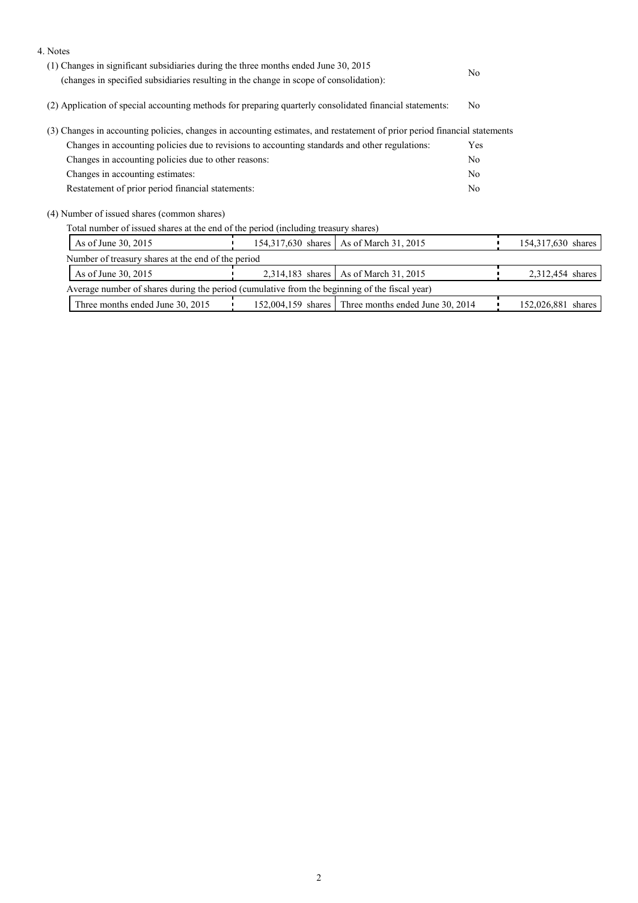4. Notes

(1) Changes in significant subsidiaries during the three months ended June 30, 2015
(changes in specified subsidiaries resulting in the change in scope of consolidation): No

(2) Application of special accounting methods for preparing quarterly consolidated financial statements: No

(3) Changes in accounting policies, changes in accounting estimates, and restatement of prior period financial statements

| | |
|---|---|
| Changes in accounting policies due to revisions to accounting standards and other regulations: | Yes |
| Changes in accounting policies due to other reasons: | No |
| Changes in accounting estimates: | No |
| Restatement of prior period financial statements: | No |

(4) Number of issued shares (common shares)

Total number of issued shares at the end of the period (including treasury shares)

| | | | |
|---|---|---|---|
| As of June 30, 2015 | 154,317,630 shares | As of March 31, 2015 | 154,317,630 shares |

Number of treasury shares at the end of the period

| | | | |
|---|---|---|---|
| As of June 30, 2015 | 2,314,183 shares | As of March 31, 2015 | 2,312,454 shares |

Average number of shares during the period (cumulative from the beginning of the fiscal year)

| | | | |
|---|---|---|---|
| Three months ended June 30, 2015 | 152,004,159 shares | Three months ended June 30, 2014 | 152,026,881 shares |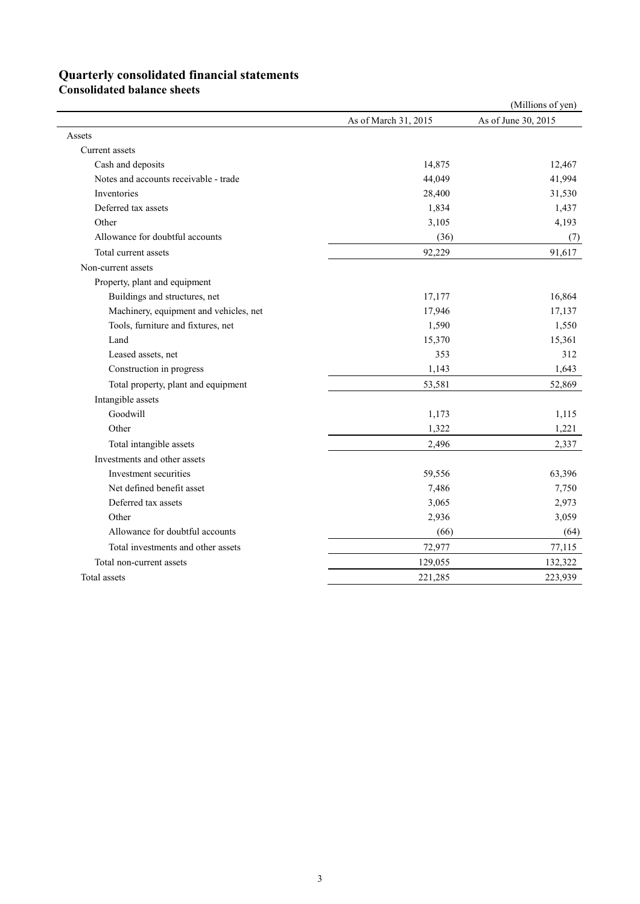# Quarterly consolidated financial statements

## Consolidated balance sheets

(Millions of yen)

| | As of March 31, 2015 | As of June 30, 2015 |
|---|---|---|
| Assets | | |
| Current assets | | |
| Cash and deposits | 14,875 | 12,467 |
| Notes and accounts receivable - trade | 44,049 | 41,994 |
| Inventories | 28,400 | 31,530 |
| Deferred tax assets | 1,834 | 1,437 |
| Other | 3,105 | 4,193 |
| Allowance for doubtful accounts | (36) | (7) |
| Total current assets | 92,229 | 91,617 |
| Non-current assets | | |
| Property, plant and equipment | | |
| Buildings and structures, net | 17,177 | 16,864 |
| Machinery, equipment and vehicles, net | 17,946 | 17,137 |
| Tools, furniture and fixtures, net | 1,590 | 1,550 |
| Land | 15,370 | 15,361 |
| Leased assets, net | 353 | 312 |
| Construction in progress | 1,143 | 1,643 |
| Total property, plant and equipment | 53,581 | 52,869 |
| Intangible assets | | |
| Goodwill | 1,173 | 1,115 |
| Other | 1,322 | 1,221 |
| Total intangible assets | 2,496 | 2,337 |
| Investments and other assets | | |
| Investment securities | 59,556 | 63,396 |
| Net defined benefit asset | 7,486 | 7,750 |
| Deferred tax assets | 3,065 | 2,973 |
| Other | 2,936 | 3,059 |
| Allowance for doubtful accounts | (66) | (64) |
| Total investments and other assets | 72,977 | 77,115 |
| Total non-current assets | 129,055 | 132,322 |
| Total assets | 221,285 | 223,939 |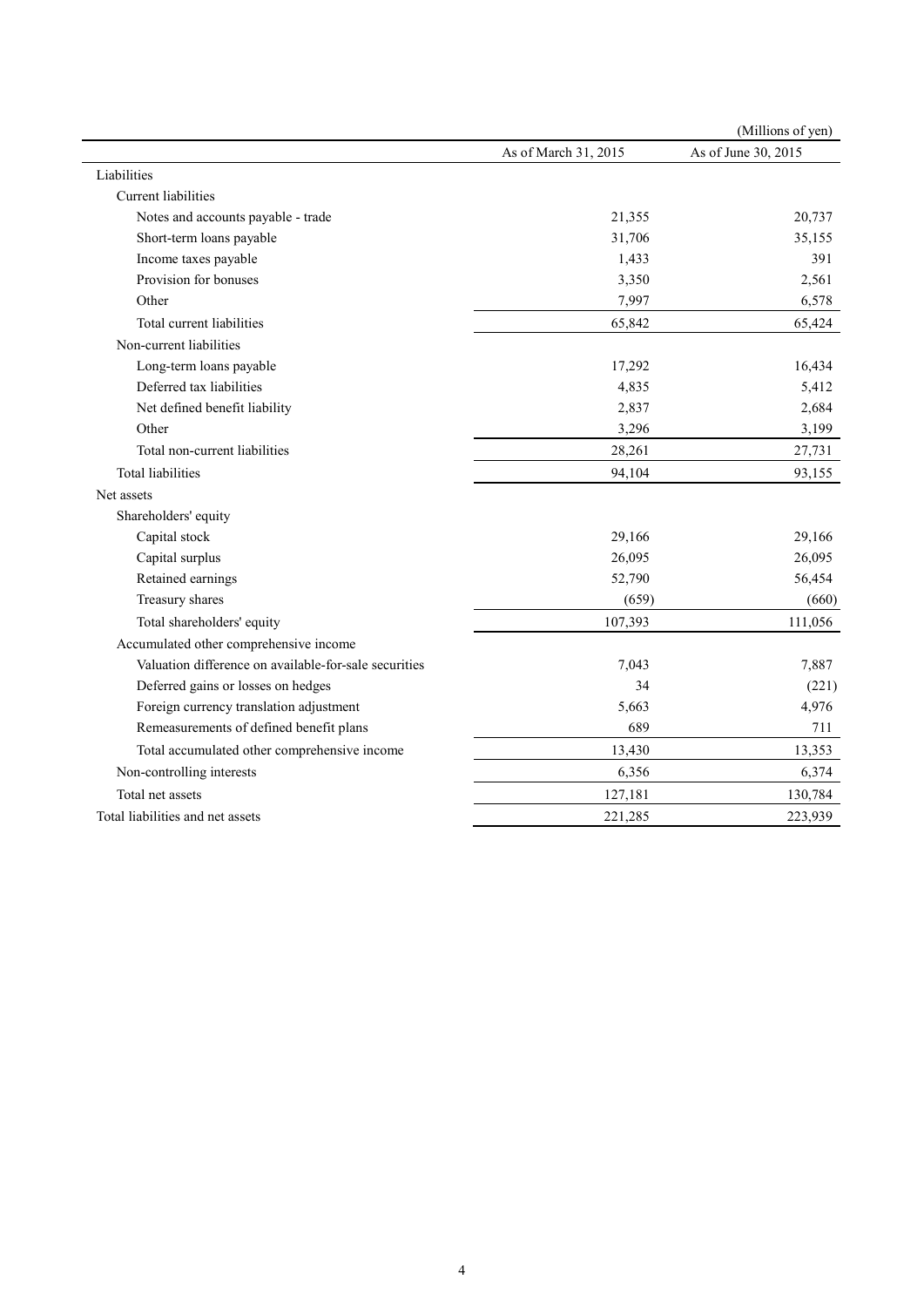(Millions of yen)

| | As of March 31, 2015 | As of June 30, 2015 |
|---|---|---|
| Liabilities | | |
| Current liabilities | | |
| Notes and accounts payable - trade | 21,355 | 20,737 |
| Short-term loans payable | 31,706 | 35,155 |
| Income taxes payable | 1,433 | 391 |
| Provision for bonuses | 3,350 | 2,561 |
| Other | 7,997 | 6,578 |
| Total current liabilities | 65,842 | 65,424 |
| Non-current liabilities | | |
| Long-term loans payable | 17,292 | 16,434 |
| Deferred tax liabilities | 4,835 | 5,412 |
| Net defined benefit liability | 2,837 | 2,684 |
| Other | 3,296 | 3,199 |
| Total non-current liabilities | 28,261 | 27,731 |
| Total liabilities | 94,104 | 93,155 |
| Net assets | | |
| Shareholders' equity | | |
| Capital stock | 29,166 | 29,166 |
| Capital surplus | 26,095 | 26,095 |
| Retained earnings | 52,790 | 56,454 |
| Treasury shares | (659) | (660) |
| Total shareholders' equity | 107,393 | 111,056 |
| Accumulated other comprehensive income | | |
| Valuation difference on available-for-sale securities | 7,043 | 7,887 |
| Deferred gains or losses on hedges | 34 | (221) |
| Foreign currency translation adjustment | 5,663 | 4,976 |
| Remeasurements of defined benefit plans | 689 | 711 |
| Total accumulated other comprehensive income | 13,430 | 13,353 |
| Non-controlling interests | 6,356 | 6,374 |
| Total net assets | 127,181 | 130,784 |
| Total liabilities and net assets | 221,285 | 223,939 |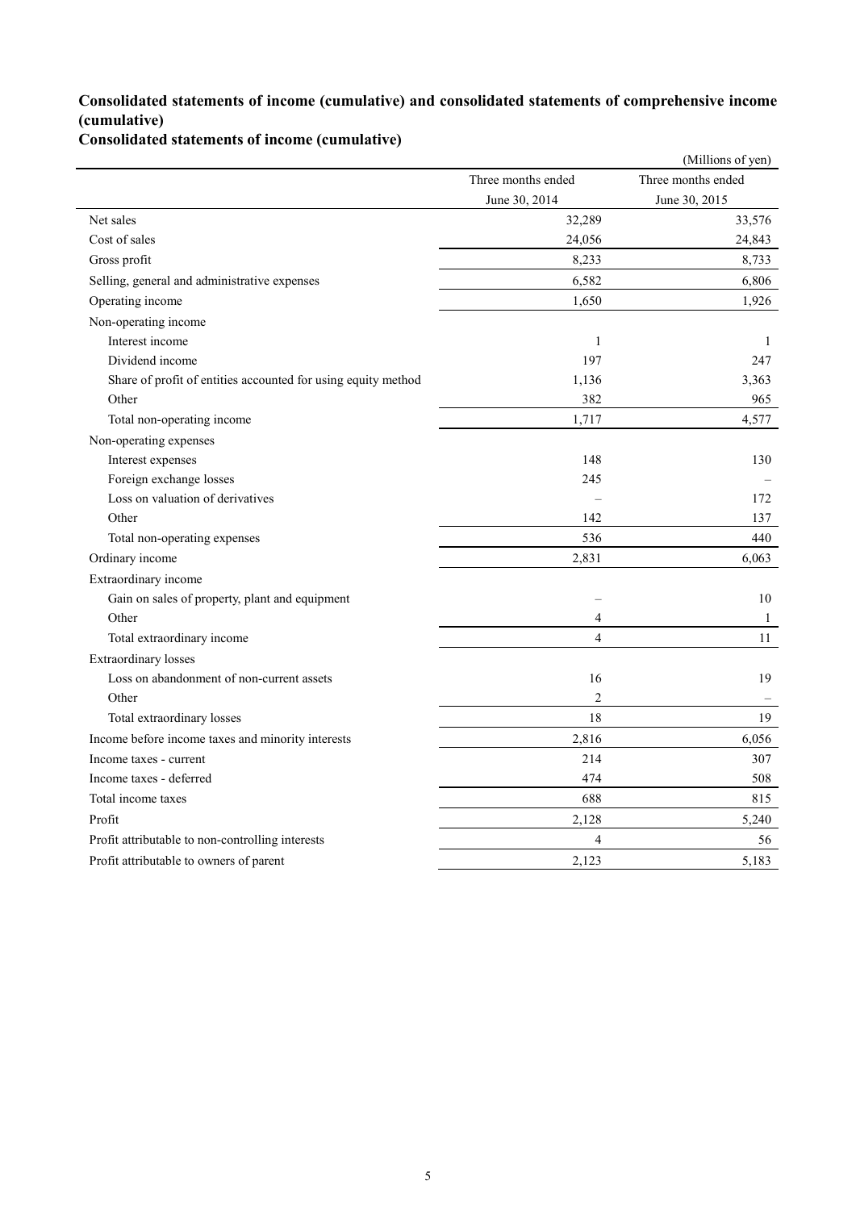## Consolidated statements of income (cumulative) and consolidated statements of comprehensive income (cumulative)

### Consolidated statements of income (cumulative)

(Millions of yen)

| | Three months ended June 30, 2014 | Three months ended June 30, 2015 |
|---|---|---|
| Net sales | 32,289 | 33,576 |
| Cost of sales | 24,056 | 24,843 |
| Gross profit | 8,233 | 8,733 |
| Selling, general and administrative expenses | 6,582 | 6,806 |
| Operating income | 1,650 | 1,926 |
| Non-operating income | | |
| Interest income | 1 | 1 |
| Dividend income | 197 | 247 |
| Share of profit of entities accounted for using equity method | 1,136 | 3,363 |
| Other | 382 | 965 |
| Total non-operating income | 1,717 | 4,577 |
| Non-operating expenses | | |
| Interest expenses | 148 | 130 |
| Foreign exchange losses | 245 | – |
| Loss on valuation of derivatives | – | 172 |
| Other | 142 | 137 |
| Total non-operating expenses | 536 | 440 |
| Ordinary income | 2,831 | 6,063 |
| Extraordinary income | | |
| Gain on sales of property, plant and equipment | – | 10 |
| Other | 4 | 1 |
| Total extraordinary income | 4 | 11 |
| Extraordinary losses | | |
| Loss on abandonment of non-current assets | 16 | 19 |
| Other | 2 | – |
| Total extraordinary losses | 18 | 19 |
| Income before income taxes and minority interests | 2,816 | 6,056 |
| Income taxes - current | 214 | 307 |
| Income taxes - deferred | 474 | 508 |
| Total income taxes | 688 | 815 |
| Profit | 2,128 | 5,240 |
| Profit attributable to non-controlling interests | 4 | 56 |
| Profit attributable to owners of parent | 2,123 | 5,183 |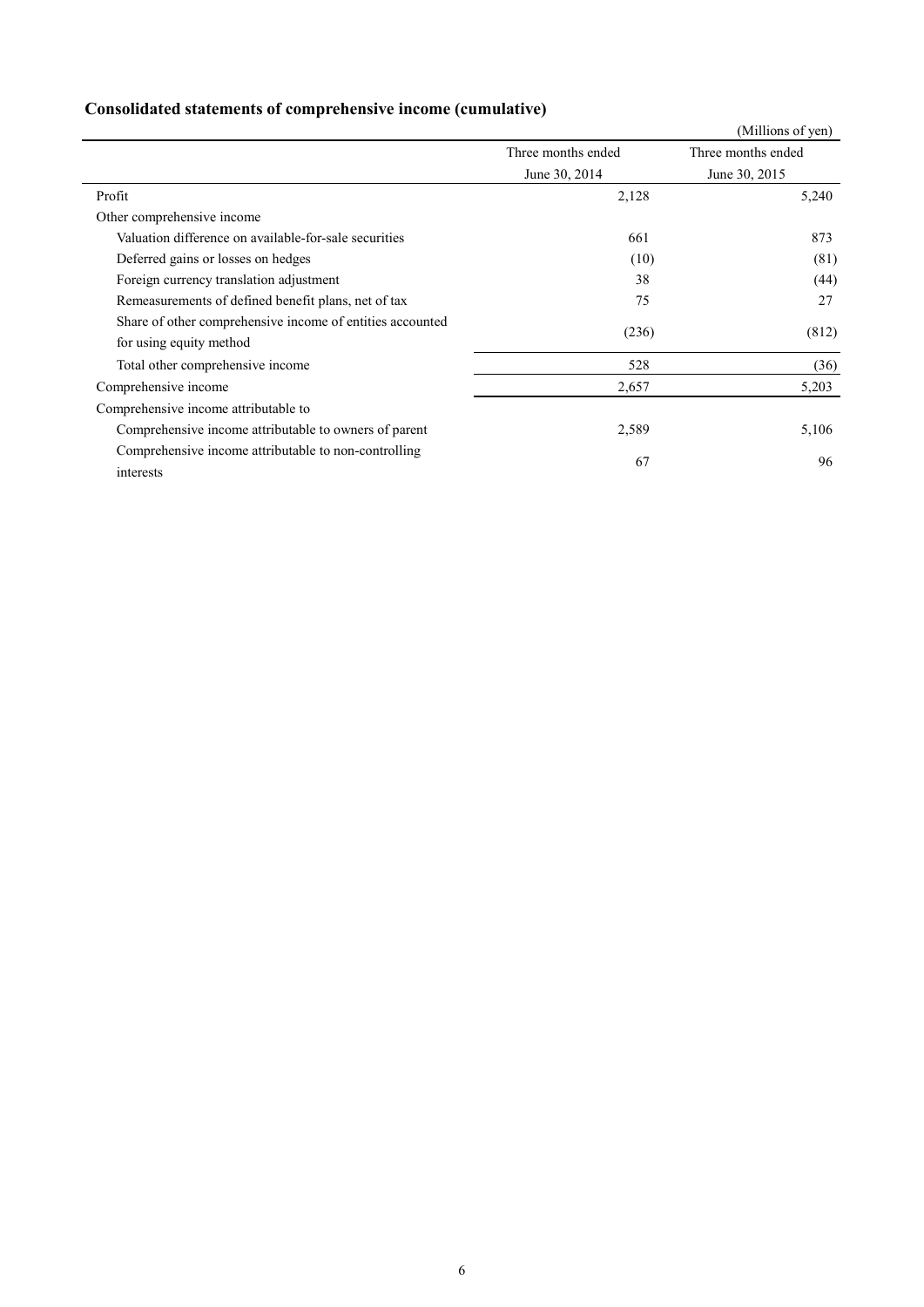## Consolidated statements of comprehensive income (cumulative)

(Millions of yen)

| | Three months ended June 30, 2014 | Three months ended June 30, 2015 |
|---|---|---|
| Profit | 2,128 | 5,240 |
| Other comprehensive income | | |
| Valuation difference on available-for-sale securities | 661 | 873 |
| Deferred gains or losses on hedges | (10) | (81) |
| Foreign currency translation adjustment | 38 | (44) |
| Remeasurements of defined benefit plans, net of tax | 75 | 27 |
| Share of other comprehensive income of entities accounted for using equity method | (236) | (812) |
| Total other comprehensive income | 528 | (36) |
| Comprehensive income | 2,657 | 5,203 |
| Comprehensive income attributable to | | |
| Comprehensive income attributable to owners of parent | 2,589 | 5,106 |
| Comprehensive income attributable to non-controlling interests | 67 | 96 |